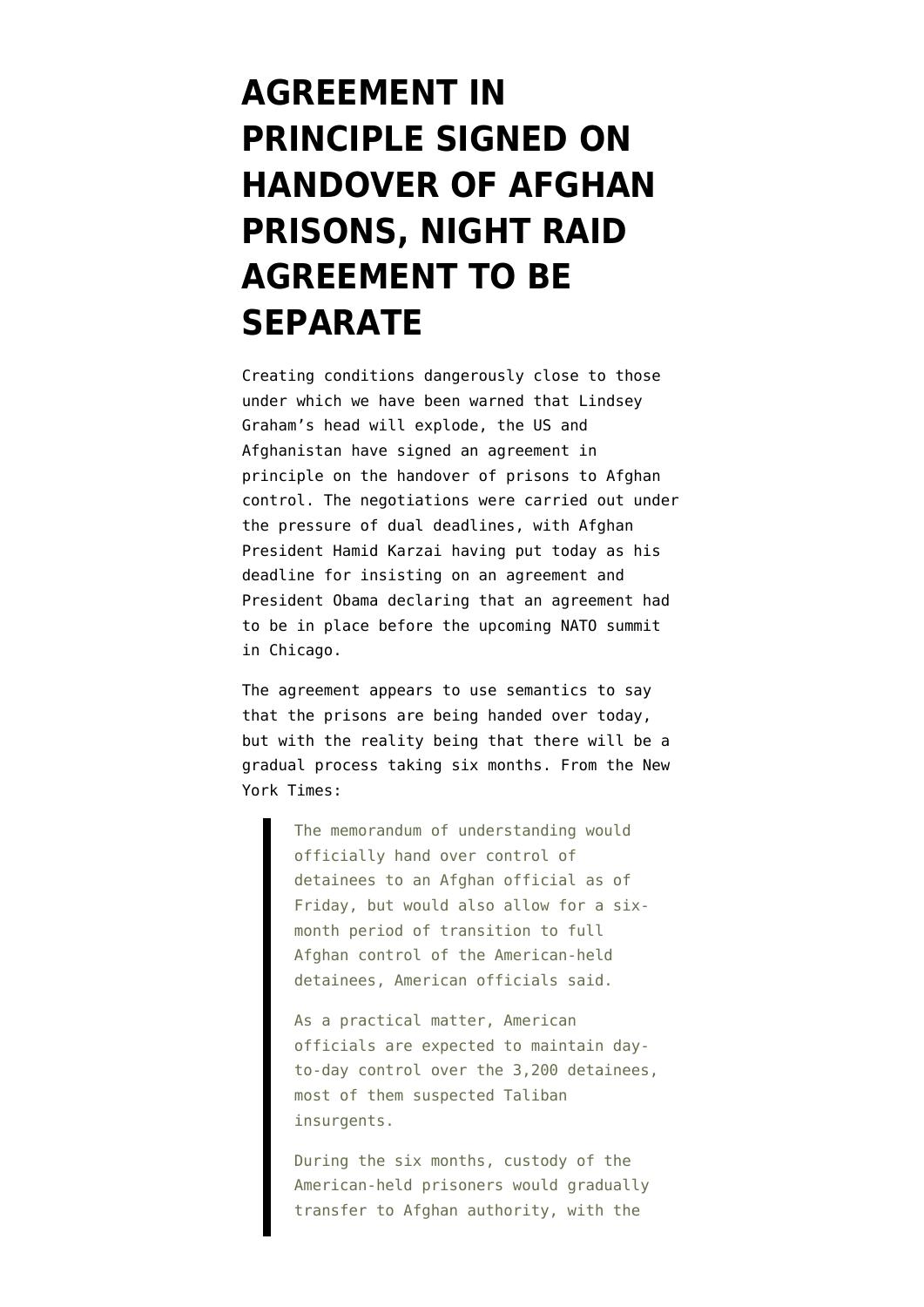# AGREEMENT IN PRINCIPLE SIGNED ON HANDOVER OF AFGHAN PRISONS, NIGHT RAID AGREEMENT TO BE SEPARATE

Creating conditions dangerously close to those under which we have been warned that Lindsey Graham's head will explode, the US and Afghanistan have signed an agreement in principle on the handover of prisons to Afghan control. The negotiations were carried out under the pressure of dual deadlines, with Afghan President Hamid Karzai having put today as his deadline for insisting on an agreement and President Obama declaring that an agreement had to be in place before the upcoming NATO summit in Chicago.

The agreement appears to use semantics to say that the prisons are being handed over today, but with the reality being that there will be a gradual process taking six months. From the New York Times:

> The memorandum of understanding would officially hand over control of detainees to an Afghan official as of Friday, but would also allow for a six-month period of transition to full Afghan control of the American-held detainees, American officials said.
>
> As a practical matter, American officials are expected to maintain day-to-day control over the 3,200 detainees, most of them suspected Taliban insurgents.
>
> During the six months, custody of the American-held prisoners would gradually transfer to Afghan authority, with the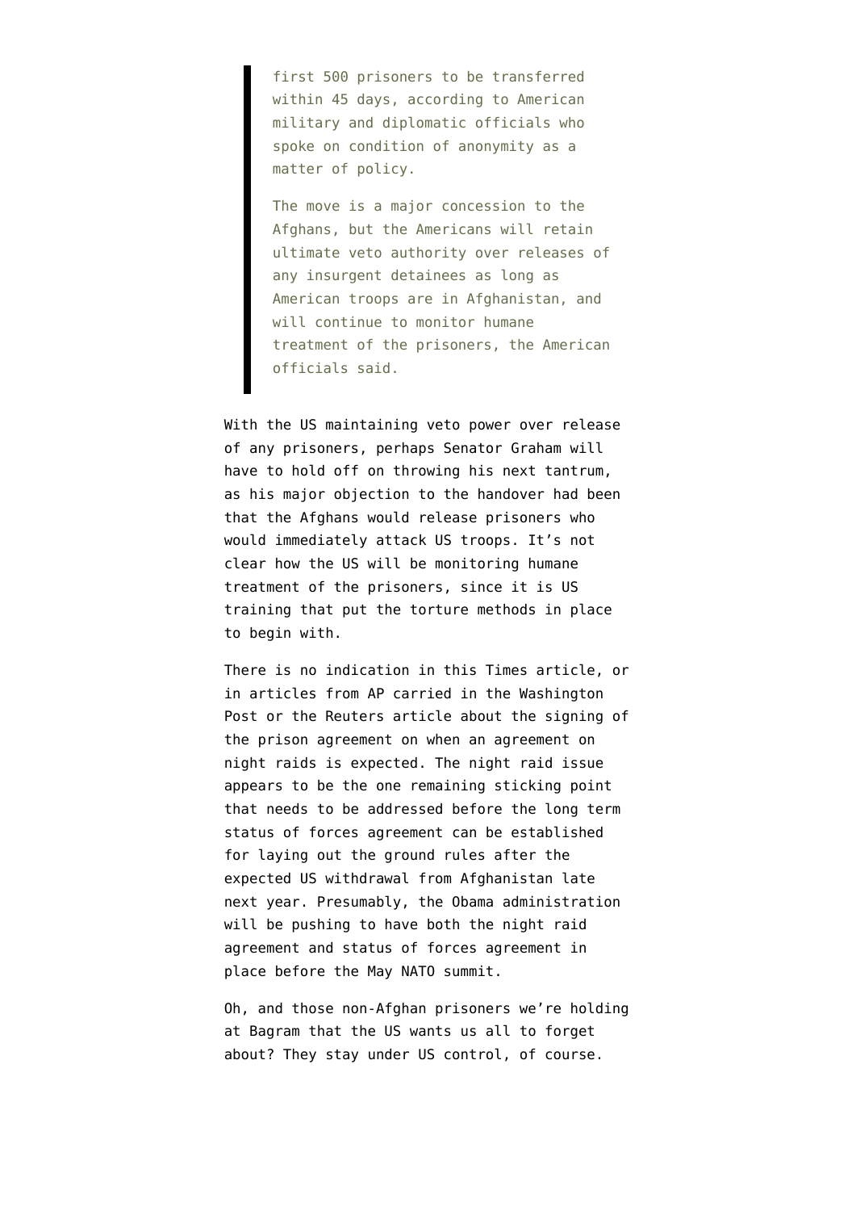> first 500 prisoners to be transferred within 45 days, according to American military and diplomatic officials who spoke on condition of anonymity as a matter of policy.
>
> The move is a major concession to the Afghans, but the Americans will retain ultimate veto authority over releases of any insurgent detainees as long as American troops are in Afghanistan, and will continue to monitor humane treatment of the prisoners, the American officials said.

With the US maintaining veto power over release of any prisoners, perhaps Senator Graham will have to hold off on throwing his next tantrum, as his major objection to the handover had been that the Afghans would release prisoners who would immediately attack US troops. It's not clear how the US will be monitoring humane treatment of the prisoners, since it is US training that put the torture methods in place to begin with.

There is no indication in this Times article, or in articles from AP carried in the Washington Post or the Reuters article about the signing of the prison agreement on when an agreement on night raids is expected. The night raid issue appears to be the one remaining sticking point that needs to be addressed before the long term status of forces agreement can be established for laying out the ground rules after the expected US withdrawal from Afghanistan late next year. Presumably, the Obama administration will be pushing to have both the night raid agreement and status of forces agreement in place before the May NATO summit.

Oh, and those non-Afghan prisoners we're holding at Bagram that the US wants us all to forget about? They stay under US control, of course.